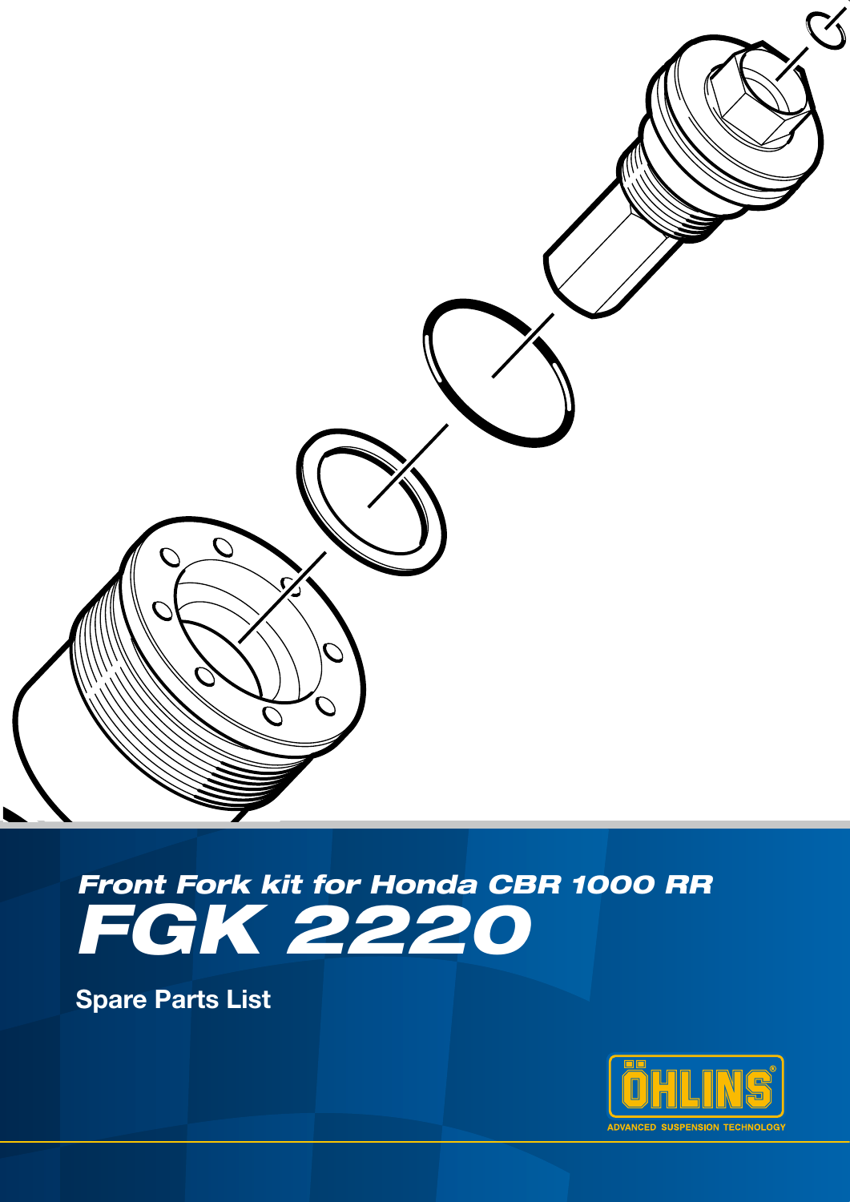## Front Fork kit for Honda CBR 1000 RR

# FGK 2220

Spare Parts List

ÖHLINS
ADVANCED SUSPENSION TECHNOLOGY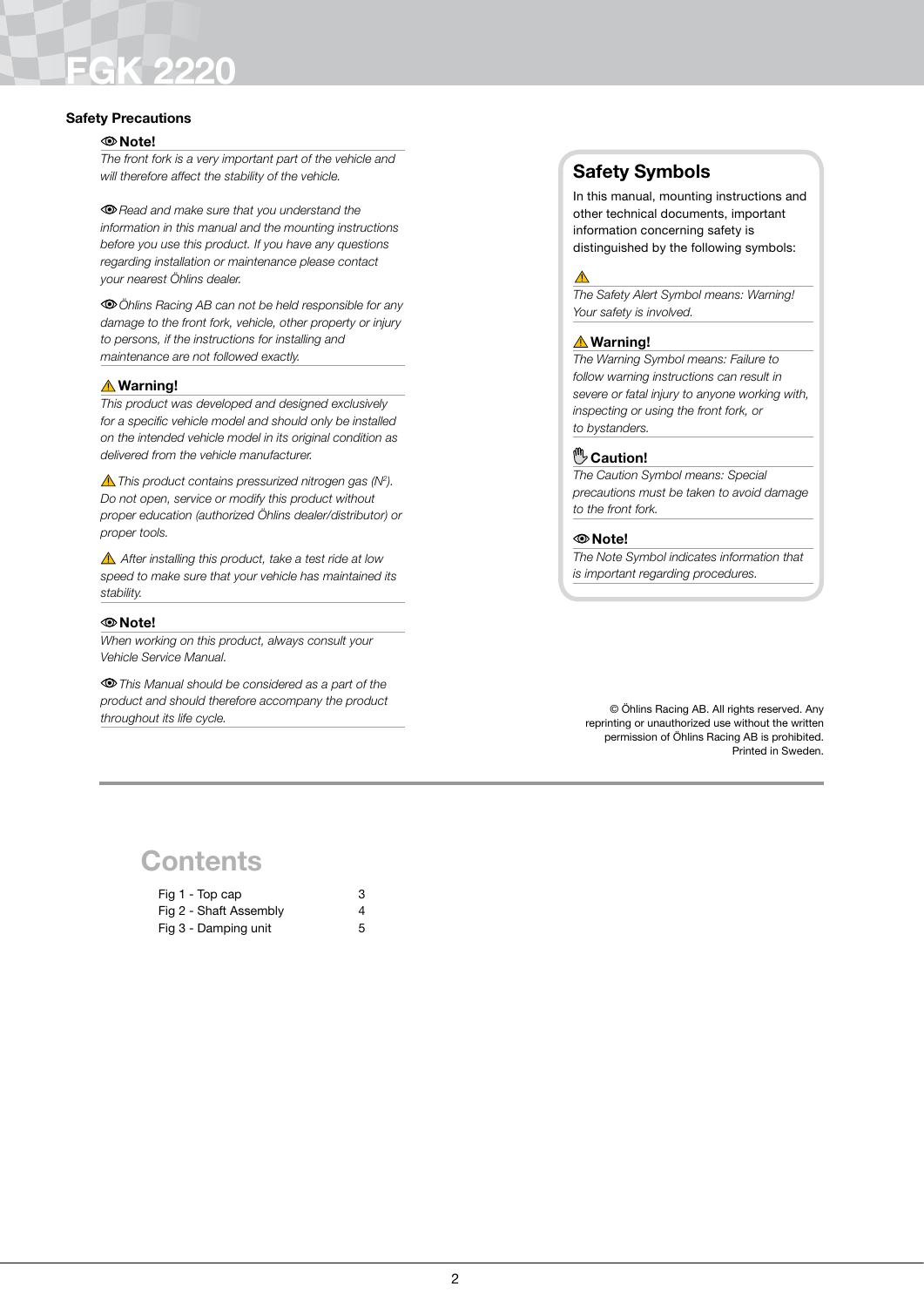# FGK 2220

## Safety Precautions

**Note!**

*The front fork is a very important part of the vehicle and will therefore affect the stability of the vehicle.*

*Read and make sure that you understand the information in this manual and the mounting instructions before you use this product. If you have any questions regarding installation or maintenance please contact your nearest Öhlins dealer.*

*Öhlins Racing AB can not be held responsible for any damage to the front fork, vehicle, other property or injury to persons, if the instructions for installing and maintenance are not followed exactly.*

**⚠ Warning!**

*This product was developed and designed exclusively for a specific vehicle model and should only be installed on the intended vehicle model in its original condition as delivered from the vehicle manufacturer.*

*⚠ This product contains pressurized nitrogen gas ($N^2$). Do not open, service or modify this product without proper education (authorized Öhlins dealer/distributor) or proper tools.*

*⚠ After installing this product, take a test ride at low speed to make sure that your vehicle has maintained its stability.*

**Note!**

*When working on this product, always consult your Vehicle Service Manual.*

*This Manual should be considered as a part of the product and should therefore accompany the product throughout its life cycle.*

## Safety Symbols

In this manual, mounting instructions and other technical documents, important information concerning safety is distinguished by the following symbols:

⚠

*The Safety Alert Symbol means: Warning! Your safety is involved.*

**⚠ Warning!**

*The Warning Symbol means: Failure to follow warning instructions can result in severe or fatal injury to anyone working with, inspecting or using the front fork, or to bystanders.*

**Caution!**

*The Caution Symbol means: Special precautions must be taken to avoid damage to the front fork.*

**Note!**

*The Note Symbol indicates information that is important regarding procedures.*

© Öhlins Racing AB. All rights reserved. Any reprinting or unauthorized use without the written permission of Öhlins Racing AB is prohibited. Printed in Sweden.

## Contents

| | |
|---|---|
| Fig 1 - Top cap | 3 |
| Fig 2 - Shaft Assembly | 4 |
| Fig 3 - Damping unit | 5 |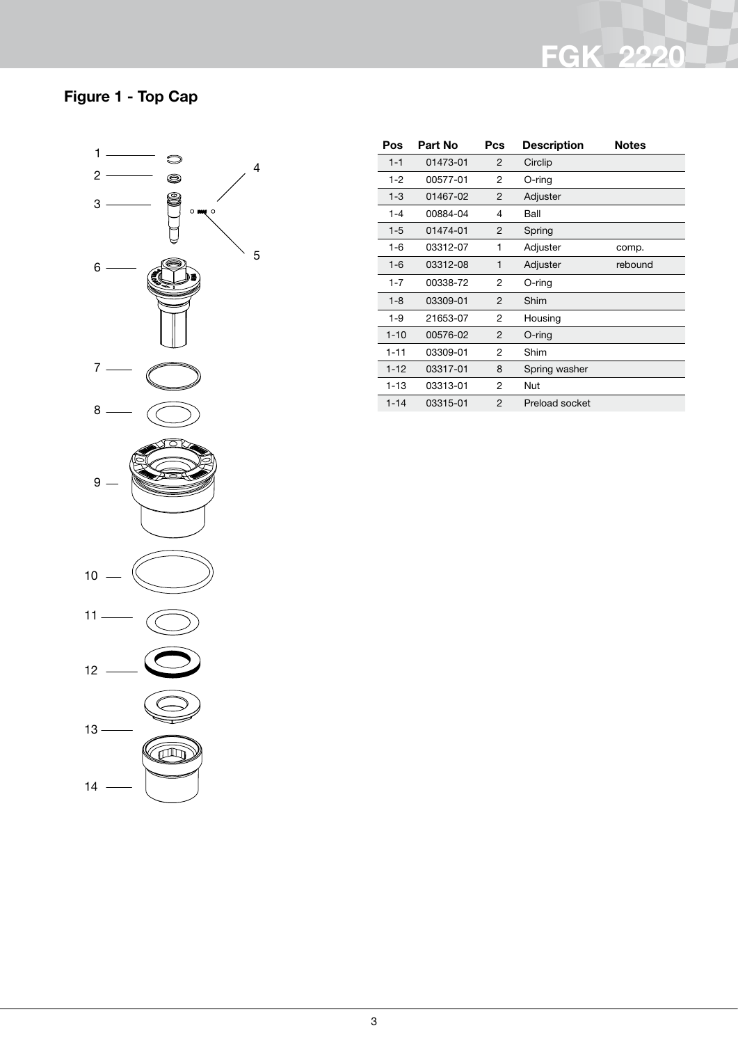## Figure 1 - Top Cap

| Pos | Part No | Pcs | Description | Notes |
|---|---|---|---|---|
| 1-1 | 01473-01 | 2 | Circlip | |
| 1-2 | 00577-01 | 2 | O-ring | |
| 1-3 | 01467-02 | 2 | Adjuster | |
| 1-4 | 00884-04 | 4 | Ball | |
| 1-5 | 01474-01 | 2 | Spring | |
| 1-6 | 03312-07 | 1 | Adjuster | comp. |
| 1-6 | 03312-08 | 1 | Adjuster | rebound |
| 1-7 | 00338-72 | 2 | O-ring | |
| 1-8 | 03309-01 | 2 | Shim | |
| 1-9 | 21653-07 | 2 | Housing | |
| 1-10 | 00576-02 | 2 | O-ring | |
| 1-11 | 03309-01 | 2 | Shim | |
| 1-12 | 03317-01 | 8 | Spring washer | |
| 1-13 | 03313-01 | 2 | Nut | |
| 1-14 | 03315-01 | 2 | Preload socket | |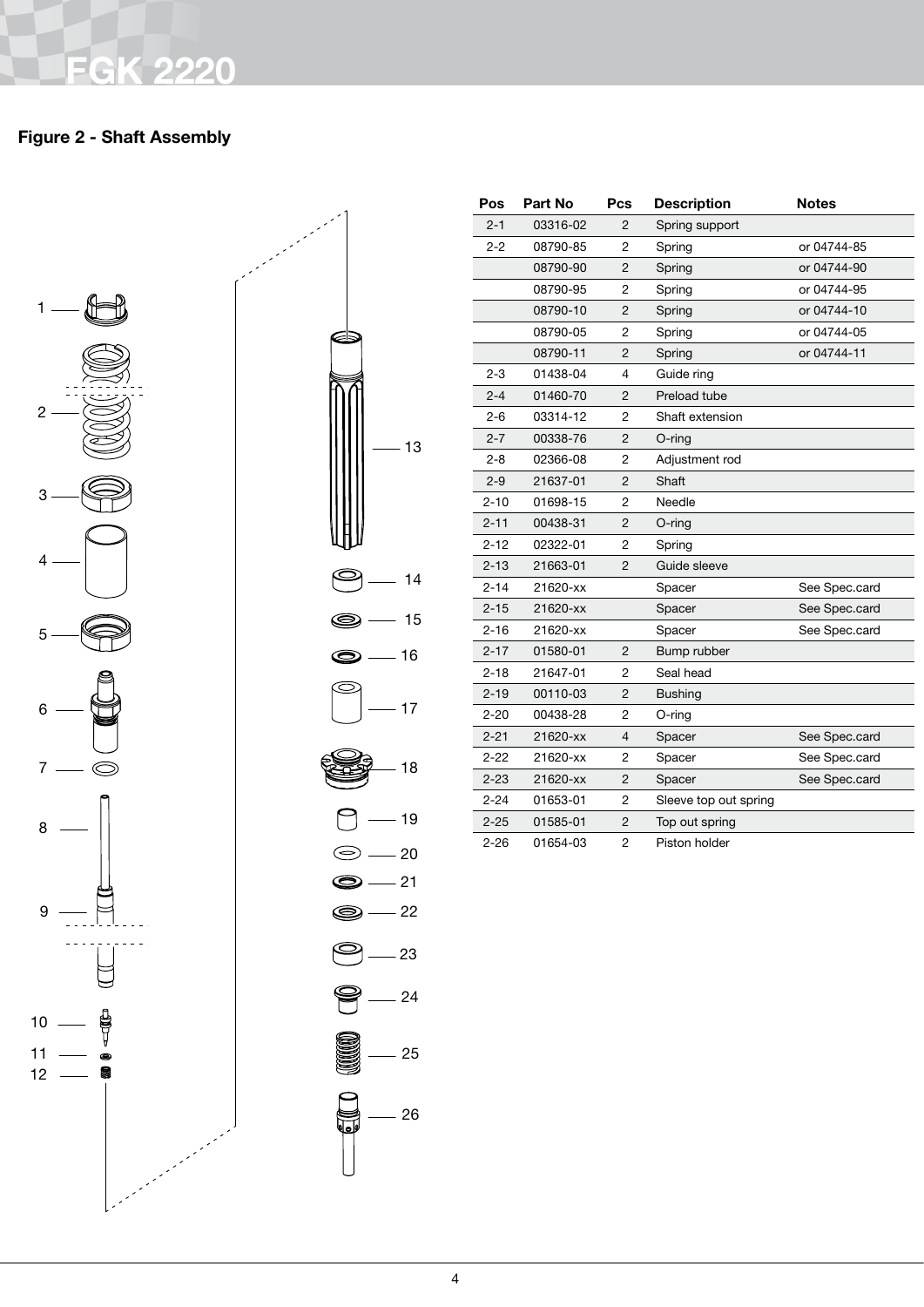## Figure 2 - Shaft Assembly

| Pos | Part No | Pcs | Description | Notes |
|---|---|---|---|---|
| 2-1 | 03316-02 | 2 | Spring support | |
| 2-2 | 08790-85 | 2 | Spring | or 04744-85 |
| | 08790-90 | 2 | Spring | or 04744-90 |
| | 08790-95 | 2 | Spring | or 04744-95 |
| | 08790-10 | 2 | Spring | or 04744-10 |
| | 08790-05 | 2 | Spring | or 04744-05 |
| | 08790-11 | 2 | Spring | or 04744-11 |
| 2-3 | 01438-04 | 4 | Guide ring | |
| 2-4 | 01460-70 | 2 | Preload tube | |
| 2-6 | 03314-12 | 2 | Shaft extension | |
| 2-7 | 00338-76 | 2 | O-ring | |
| 2-8 | 02366-08 | 2 | Adjustment rod | |
| 2-9 | 21637-01 | 2 | Shaft | |
| 2-10 | 01698-15 | 2 | Needle | |
| 2-11 | 00438-31 | 2 | O-ring | |
| 2-12 | 02322-01 | 2 | Spring | |
| 2-13 | 21663-01 | 2 | Guide sleeve | |
| 2-14 | 21620-xx | | Spacer | See Spec.card |
| 2-15 | 21620-xx | | Spacer | See Spec.card |
| 2-16 | 21620-xx | | Spacer | See Spec.card |
| 2-17 | 01580-01 | 2 | Bump rubber | |
| 2-18 | 21647-01 | 2 | Seal head | |
| 2-19 | 00110-03 | 2 | Bushing | |
| 2-20 | 00438-28 | 2 | O-ring | |
| 2-21 | 21620-xx | 4 | Spacer | See Spec.card |
| 2-22 | 21620-xx | 2 | Spacer | See Spec.card |
| 2-23 | 21620-xx | 2 | Spacer | See Spec.card |
| 2-24 | 01653-01 | 2 | Sleeve top out spring | |
| 2-25 | 01585-01 | 2 | Top out spring | |
| 2-26 | 01654-03 | 2 | Piston holder | |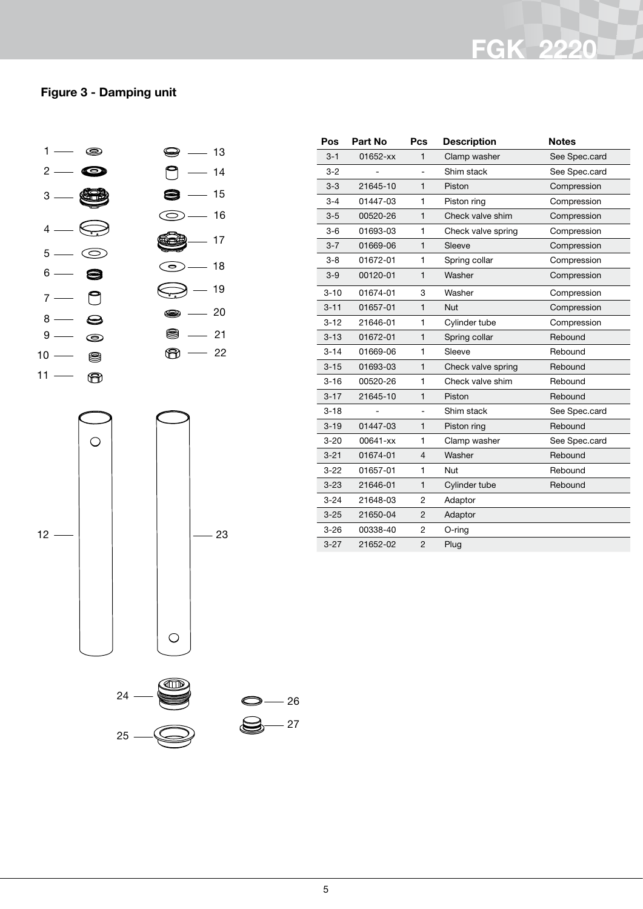## Figure 3 - Damping unit

| Pos | Part No | Pcs | Description | Notes |
|---|---|---|---|---|
| 3-1 | 01652-xx | 1 | Clamp washer | See Spec.card |
| 3-2 | - | - | Shim stack | See Spec.card |
| 3-3 | 21645-10 | 1 | Piston | Compression |
| 3-4 | 01447-03 | 1 | Piston ring | Compression |
| 3-5 | 00520-26 | 1 | Check valve shim | Compression |
| 3-6 | 01693-03 | 1 | Check valve spring | Compression |
| 3-7 | 01669-06 | 1 | Sleeve | Compression |
| 3-8 | 01672-01 | 1 | Spring collar | Compression |
| 3-9 | 00120-01 | 1 | Washer | Compression |
| 3-10 | 01674-01 | 3 | Washer | Compression |
| 3-11 | 01657-01 | 1 | Nut | Compression |
| 3-12 | 21646-01 | 1 | Cylinder tube | Compression |
| 3-13 | 01672-01 | 1 | Spring collar | Rebound |
| 3-14 | 01669-06 | 1 | Sleeve | Rebound |
| 3-15 | 01693-03 | 1 | Check valve spring | Rebound |
| 3-16 | 00520-26 | 1 | Check valve shim | Rebound |
| 3-17 | 21645-10 | 1 | Piston | Rebound |
| 3-18 | - | - | Shim stack | See Spec.card |
| 3-19 | 01447-03 | 1 | Piston ring | Rebound |
| 3-20 | 00641-xx | 1 | Clamp washer | See Spec.card |
| 3-21 | 01674-01 | 4 | Washer | Rebound |
| 3-22 | 01657-01 | 1 | Nut | Rebound |
| 3-23 | 21646-01 | 1 | Cylinder tube | Rebound |
| 3-24 | 21648-03 | 2 | Adaptor | |
| 3-25 | 21650-04 | 2 | Adaptor | |
| 3-26 | 00338-40 | 2 | O-ring | |
| 3-27 | 21652-02 | 2 | Plug | |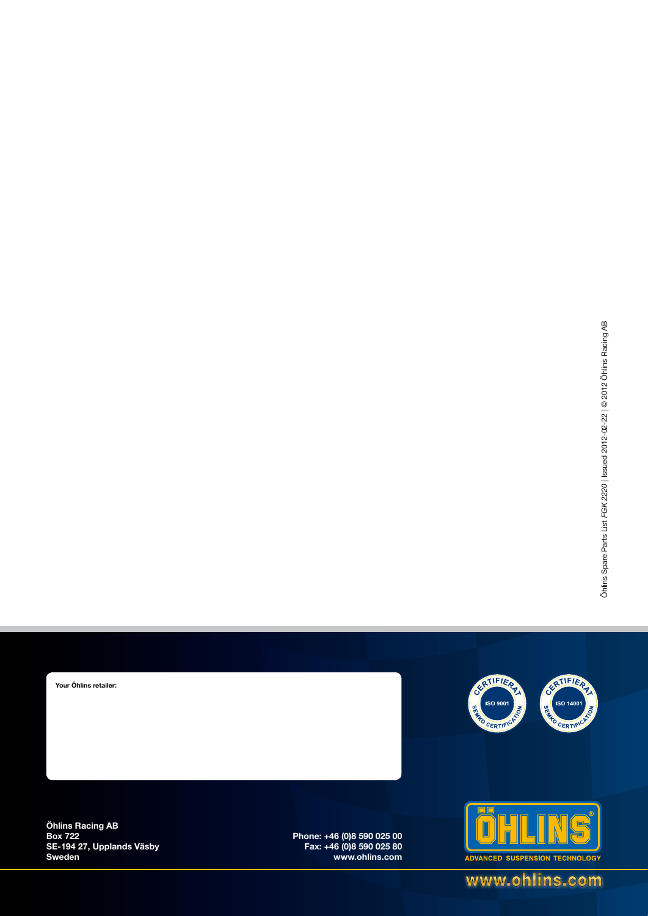Öhlins Spare Parts List *FGK 2220* | Issued 2012-02-22 | © 2012 Öhlins Racing AB

**Your Öhlins retailer:**

CERTIFIERAT ISO 9001 SEMKO CERTIFICATION

CERTIFIERAT ISO 14001 SEMKO CERTIFICATION

**Öhlins Racing AB**
**Box 722**
**SE-194 27, Upplands Väsby**
**Sweden**

**Phone: +46 (0)8 590 025 00**
**Fax: +46 (0)8 590 025 80**
**www.ohlins.com**

ÖHLINS®
ADVANCED SUSPENSION TECHNOLOGY

www.ohlins.com